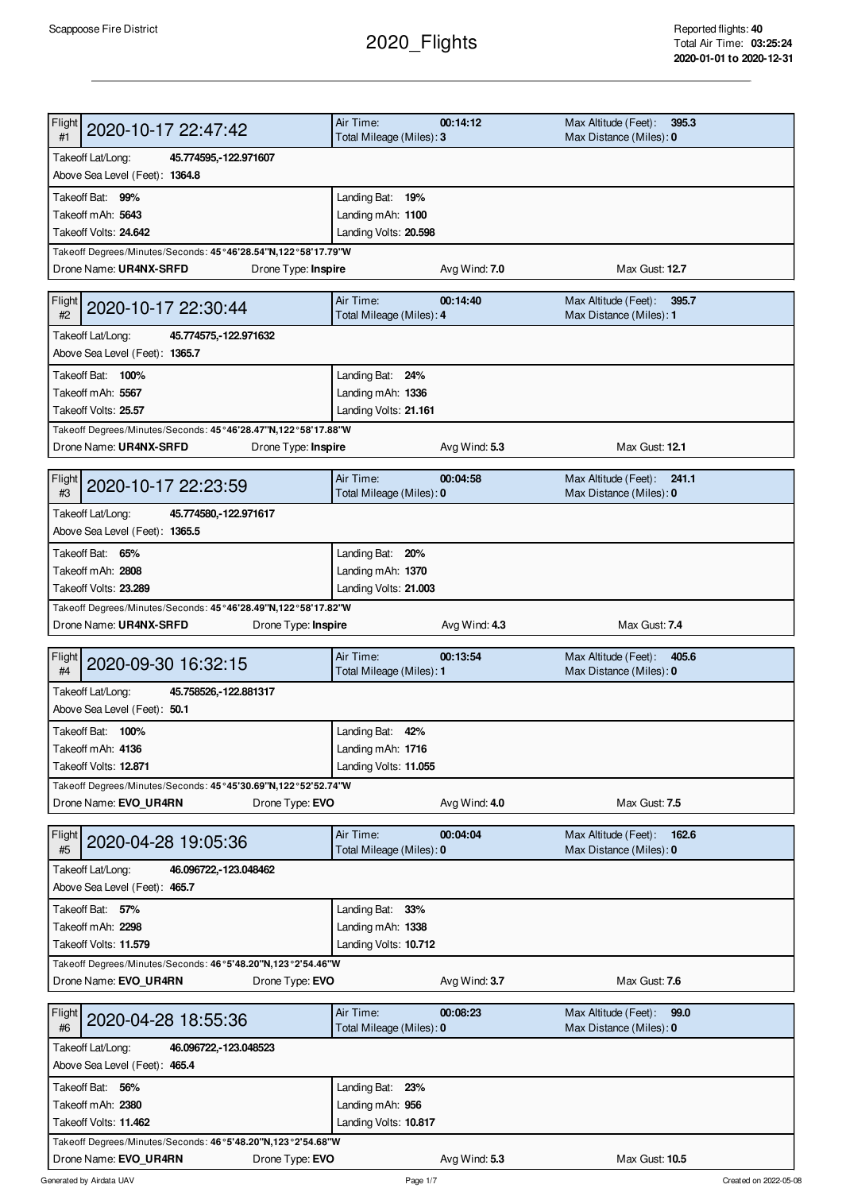Scappoose Fire District

# 2020_Flights

Reported flights: **40**
Total Air Time: **03:25:24**
**2020-01-01 to 2020-12-31**

---

## Flight #1 — 2020-10-17 22:47:42

| | |
|---|---|
| Air Time: **00:14:12** | Max Altitude (Feet): **395.3** |
| Total Mileage (Miles): **3** | Max Distance (Miles): **0** |

Takeoff Lat/Long: **45.774595,-122.971607**
Above Sea Level (Feet): **1364.8**

| | |
|---|---|
| Takeoff Bat: **99%** | Landing Bat: **19%** |
| Takeoff mAh: **5643** | Landing mAh: **1100** |
| Takeoff Volts: **24.642** | Landing Volts: **20.598** |

Takeoff Degrees/Minutes/Seconds: **45°46'28.54"N,122°58'17.79"W**

Drone Name: **UR4NX-SRFD** | Drone Type: **Inspire** | Avg Wind: **7.0** | Max Gust: **12.7**

## Flight #2 — 2020-10-17 22:30:44

| | |
|---|---|
| Air Time: **00:14:40** | Max Altitude (Feet): **395.7** |
| Total Mileage (Miles): **4** | Max Distance (Miles): **1** |

Takeoff Lat/Long: **45.774575,-122.971632**
Above Sea Level (Feet): **1365.7**

| | |
|---|---|
| Takeoff Bat: **100%** | Landing Bat: **24%** |
| Takeoff mAh: **5567** | Landing mAh: **1336** |
| Takeoff Volts: **25.57** | Landing Volts: **21.161** |

Takeoff Degrees/Minutes/Seconds: **45°46'28.47"N,122°58'17.88"W**

Drone Name: **UR4NX-SRFD** | Drone Type: **Inspire** | Avg Wind: **5.3** | Max Gust: **12.1**

## Flight #3 — 2020-10-17 22:23:59

| | |
|---|---|
| Air Time: **00:04:58** | Max Altitude (Feet): **241.1** |
| Total Mileage (Miles): **0** | Max Distance (Miles): **0** |

Takeoff Lat/Long: **45.774580,-122.971617**
Above Sea Level (Feet): **1365.5**

| | |
|---|---|
| Takeoff Bat: **65%** | Landing Bat: **20%** |
| Takeoff mAh: **2808** | Landing mAh: **1370** |
| Takeoff Volts: **23.289** | Landing Volts: **21.003** |

Takeoff Degrees/Minutes/Seconds: **45°46'28.49"N,122°58'17.82"W**

Drone Name: **UR4NX-SRFD** | Drone Type: **Inspire** | Avg Wind: **4.3** | Max Gust: **7.4**

## Flight #4 — 2020-09-30 16:32:15

| | |
|---|---|
| Air Time: **00:13:54** | Max Altitude (Feet): **405.6** |
| Total Mileage (Miles): **1** | Max Distance (Miles): **0** |

Takeoff Lat/Long: **45.758526,-122.881317**
Above Sea Level (Feet): **50.1**

| | |
|---|---|
| Takeoff Bat: **100%** | Landing Bat: **42%** |
| Takeoff mAh: **4136** | Landing mAh: **1716** |
| Takeoff Volts: **12.871** | Landing Volts: **11.055** |

Takeoff Degrees/Minutes/Seconds: **45°45'30.69"N,122°52'52.74"W**

Drone Name: **EVO_UR4RN** | Drone Type: **EVO** | Avg Wind: **4.0** | Max Gust: **7.5**

## Flight #5 — 2020-04-28 19:05:36

| | |
|---|---|
| Air Time: **00:04:04** | Max Altitude (Feet): **162.6** |
| Total Mileage (Miles): **0** | Max Distance (Miles): **0** |

Takeoff Lat/Long: **46.096722,-123.048462**
Above Sea Level (Feet): **465.7**

| | |
|---|---|
| Takeoff Bat: **57%** | Landing Bat: **33%** |
| Takeoff mAh: **2298** | Landing mAh: **1338** |
| Takeoff Volts: **11.579** | Landing Volts: **10.712** |

Takeoff Degrees/Minutes/Seconds: **46°5'48.20"N,123°2'54.46"W**

Drone Name: **EVO_UR4RN** | Drone Type: **EVO** | Avg Wind: **3.7** | Max Gust: **7.6**

## Flight #6 — 2020-04-28 18:55:36

| | |
|---|---|
| Air Time: **00:08:23** | Max Altitude (Feet): **99.0** |
| Total Mileage (Miles): **0** | Max Distance (Miles): **0** |

Takeoff Lat/Long: **46.096722,-123.048523**
Above Sea Level (Feet): **465.4**

| | |
|---|---|
| Takeoff Bat: **56%** | Landing Bat: **23%** |
| Takeoff mAh: **2380** | Landing mAh: **956** |
| Takeoff Volts: **11.462** | Landing Volts: **10.817** |

Takeoff Degrees/Minutes/Seconds: **46°5'48.20"N,123°2'54.68"W**

Drone Name: **EVO_UR4RN** | Drone Type: **EVO** | Avg Wind: **5.3** | Max Gust: **10.5**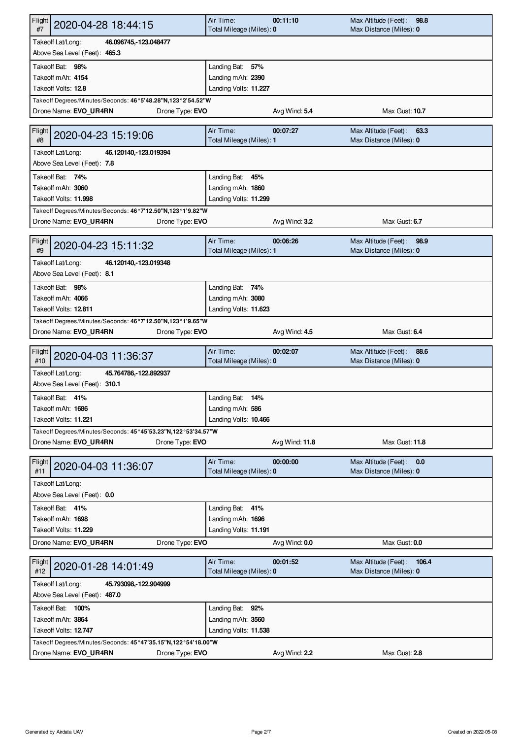| Flight #7 | 2020-04-28 18:44:15 | Air Time: **00:11:10** | Max Altitude (Feet): **98.8** |
|---|---|---|---|
| | | Total Mileage (Miles): **0** | Max Distance (Miles): **0** |

Takeoff Lat/Long: **46.096745,-123.048477**
Above Sea Level (Feet): **465.3**

| Takeoff | Landing |
|---|---|
| Takeoff Bat: **98%** | Landing Bat: **57%** |
| Takeoff mAh: **4154** | Landing mAh: **2390** |
| Takeoff Volts: **12.8** | Landing Volts: **11.227** |

Takeoff Degrees/Minutes/Seconds: **46°5'48.28"N,123°2'54.52"W**

Drone Name: **EVO_UR4RN** | Drone Type: **EVO** | Avg Wind: **5.4** | Max Gust: **10.7**

---

| Flight #8 | 2020-04-23 15:19:06 | Air Time: **00:07:27** | Max Altitude (Feet): **63.3** |
|---|---|---|---|
| | | Total Mileage (Miles): **1** | Max Distance (Miles): **0** |

Takeoff Lat/Long: **46.120140,-123.019394**
Above Sea Level (Feet): **7.8**

| Takeoff | Landing |
|---|---|
| Takeoff Bat: **74%** | Landing Bat: **45%** |
| Takeoff mAh: **3060** | Landing mAh: **1860** |
| Takeoff Volts: **11.998** | Landing Volts: **11.299** |

Takeoff Degrees/Minutes/Seconds: **46°7'12.50"N,123°1'9.82"W**

Drone Name: **EVO_UR4RN** | Drone Type: **EVO** | Avg Wind: **3.2** | Max Gust: **6.7**

---

| Flight #9 | 2020-04-23 15:11:32 | Air Time: **00:06:26** | Max Altitude (Feet): **98.9** |
|---|---|---|---|
| | | Total Mileage (Miles): **1** | Max Distance (Miles): **0** |

Takeoff Lat/Long: **46.120140,-123.019348**
Above Sea Level (Feet): **8.1**

| Takeoff | Landing |
|---|---|
| Takeoff Bat: **98%** | Landing Bat: **74%** |
| Takeoff mAh: **4066** | Landing mAh: **3080** |
| Takeoff Volts: **12.811** | Landing Volts: **11.623** |

Takeoff Degrees/Minutes/Seconds: **46°7'12.50"N,123°1'9.65"W**

Drone Name: **EVO_UR4RN** | Drone Type: **EVO** | Avg Wind: **4.5** | Max Gust: **6.4**

---

| Flight #10 | 2020-04-03 11:36:37 | Air Time: **00:02:07** | Max Altitude (Feet): **88.6** |
|---|---|---|---|
| | | Total Mileage (Miles): **0** | Max Distance (Miles): **0** |

Takeoff Lat/Long: **45.764786,-122.892937**
Above Sea Level (Feet): **310.1**

| Takeoff | Landing |
|---|---|
| Takeoff Bat: **41%** | Landing Bat: **14%** |
| Takeoff mAh: **1686** | Landing mAh: **586** |
| Takeoff Volts: **11.221** | Landing Volts: **10.466** |

Takeoff Degrees/Minutes/Seconds: **45°45'53.23"N,122°53'34.57"W**

Drone Name: **EVO_UR4RN** | Drone Type: **EVO** | Avg Wind: **11.8** | Max Gust: **11.8**

---

| Flight #11 | 2020-04-03 11:36:07 | Air Time: **00:00:00** | Max Altitude (Feet): **0.0** |
|---|---|---|---|
| | | Total Mileage (Miles): **0** | Max Distance (Miles): **0** |

Takeoff Lat/Long:
Above Sea Level (Feet): **0.0**

| Takeoff | Landing |
|---|---|
| Takeoff Bat: **41%** | Landing Bat: **41%** |
| Takeoff mAh: **1698** | Landing mAh: **1696** |
| Takeoff Volts: **11.229** | Landing Volts: **11.191** |

Drone Name: **EVO_UR4RN** | Drone Type: **EVO** | Avg Wind: **0.0** | Max Gust: **0.0**

---

| Flight #12 | 2020-01-28 14:01:49 | Air Time: **00:01:52** | Max Altitude (Feet): **106.4** |
|---|---|---|---|
| | | Total Mileage (Miles): **0** | Max Distance (Miles): **0** |

Takeoff Lat/Long: **45.793098,-122.904999**
Above Sea Level (Feet): **487.0**

| Takeoff | Landing |
|---|---|
| Takeoff Bat: **100%** | Landing Bat: **92%** |
| Takeoff mAh: **3864** | Landing mAh: **3560** |
| Takeoff Volts: **12.747** | Landing Volts: **11.538** |

Takeoff Degrees/Minutes/Seconds: **45°47'35.15"N,122°54'18.00"W**

Drone Name: **EVO_UR4RN** | Drone Type: **EVO** | Avg Wind: **2.2** | Max Gust: **2.8**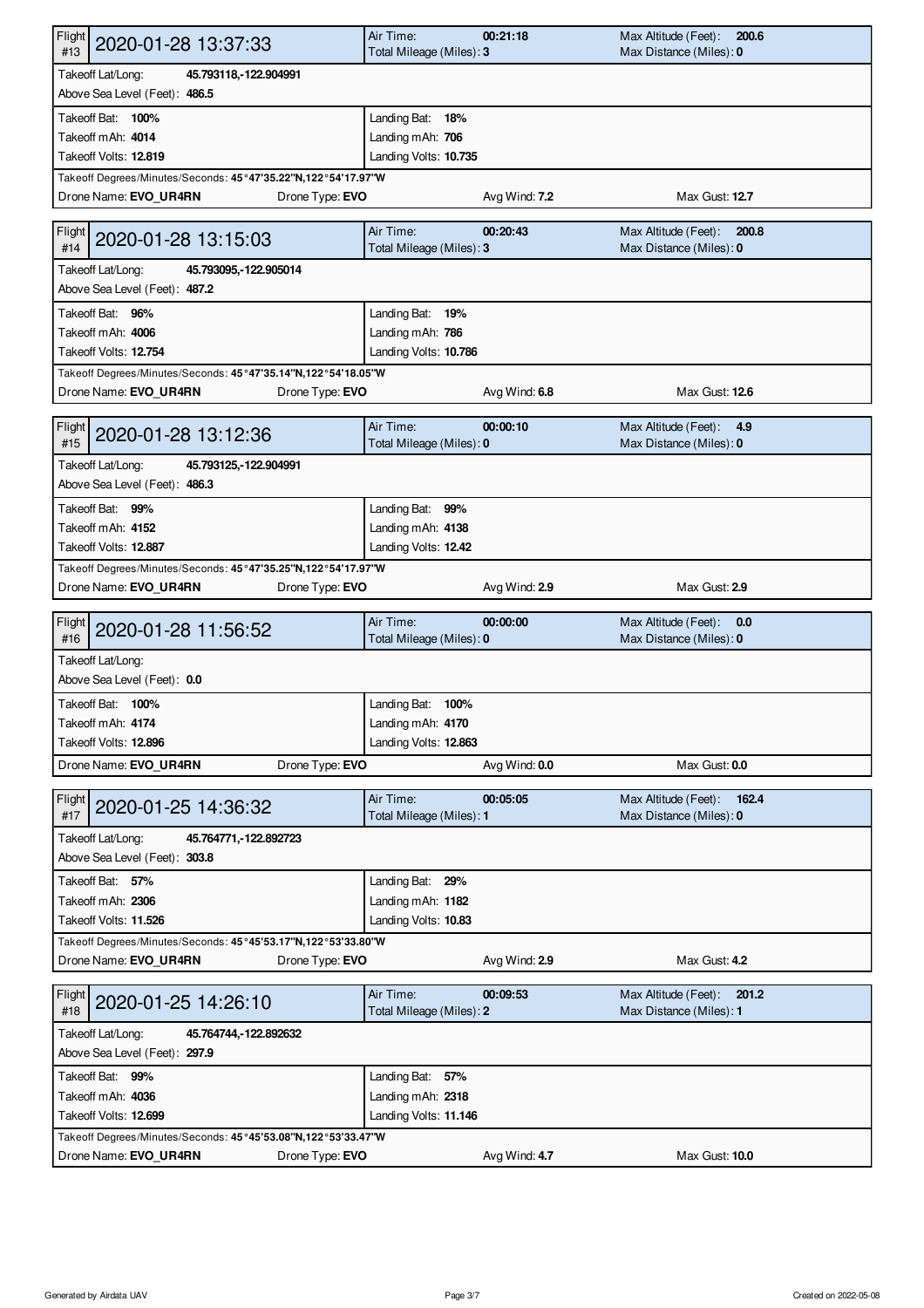| Flight #13 | 2020-01-28 13:37:33 | Air Time: **00:21:18** | Max Altitude (Feet): **200.6** |
|---|---|---|---|
| | | Total Mileage (Miles): **3** | Max Distance (Miles): **0** |
| Takeoff Lat/Long: **45.793118,-122.904991** | | | |
| Above Sea Level (Feet): **486.5** | | | |
| Takeoff Bat: **100%** | | Landing Bat: **18%** | |
| Takeoff mAh: **4014** | | Landing mAh: **706** | |
| Takeoff Volts: **12.819** | | Landing Volts: **10.735** | |
| Takeoff Degrees/Minutes/Seconds: **45°47'35.22"N,122°54'17.97"W** | | | |
| Drone Name: **EVO_UR4RN** | Drone Type: **EVO** | Avg Wind: **7.2** | Max Gust: **12.7** |

| Flight #14 | 2020-01-28 13:15:03 | Air Time: **00:20:43** | Max Altitude (Feet): **200.8** |
|---|---|---|---|
| | | Total Mileage (Miles): **3** | Max Distance (Miles): **0** |
| Takeoff Lat/Long: **45.793095,-122.905014** | | | |
| Above Sea Level (Feet): **487.2** | | | |
| Takeoff Bat: **96%** | | Landing Bat: **19%** | |
| Takeoff mAh: **4006** | | Landing mAh: **786** | |
| Takeoff Volts: **12.754** | | Landing Volts: **10.786** | |
| Takeoff Degrees/Minutes/Seconds: **45°47'35.14"N,122°54'18.05"W** | | | |
| Drone Name: **EVO_UR4RN** | Drone Type: **EVO** | Avg Wind: **6.8** | Max Gust: **12.6** |

| Flight #15 | 2020-01-28 13:12:36 | Air Time: **00:00:10** | Max Altitude (Feet): **4.9** |
|---|---|---|---|
| | | Total Mileage (Miles): **0** | Max Distance (Miles): **0** |
| Takeoff Lat/Long: **45.793125,-122.904991** | | | |
| Above Sea Level (Feet): **486.3** | | | |
| Takeoff Bat: **99%** | | Landing Bat: **99%** | |
| Takeoff mAh: **4152** | | Landing mAh: **4138** | |
| Takeoff Volts: **12.887** | | Landing Volts: **12.42** | |
| Takeoff Degrees/Minutes/Seconds: **45°47'35.25"N,122°54'17.97"W** | | | |
| Drone Name: **EVO_UR4RN** | Drone Type: **EVO** | Avg Wind: **2.9** | Max Gust: **2.9** |

| Flight #16 | 2020-01-28 11:56:52 | Air Time: **00:00:00** | Max Altitude (Feet): **0.0** |
|---|---|---|---|
| | | Total Mileage (Miles): **0** | Max Distance (Miles): **0** |
| Takeoff Lat/Long: | | | |
| Above Sea Level (Feet): **0.0** | | | |
| Takeoff Bat: **100%** | | Landing Bat: **100%** | |
| Takeoff mAh: **4174** | | Landing mAh: **4170** | |
| Takeoff Volts: **12.896** | | Landing Volts: **12.863** | |
| Drone Name: **EVO_UR4RN** | Drone Type: **EVO** | Avg Wind: **0.0** | Max Gust: **0.0** |

| Flight #17 | 2020-01-25 14:36:32 | Air Time: **00:05:05** | Max Altitude (Feet): **162.4** |
|---|---|---|---|
| | | Total Mileage (Miles): **1** | Max Distance (Miles): **0** |
| Takeoff Lat/Long: **45.764771,-122.892723** | | | |
| Above Sea Level (Feet): **303.8** | | | |
| Takeoff Bat: **57%** | | Landing Bat: **29%** | |
| Takeoff mAh: **2306** | | Landing mAh: **1182** | |
| Takeoff Volts: **11.526** | | Landing Volts: **10.83** | |
| Takeoff Degrees/Minutes/Seconds: **45°45'53.17"N,122°53'33.80"W** | | | |
| Drone Name: **EVO_UR4RN** | Drone Type: **EVO** | Avg Wind: **2.9** | Max Gust: **4.2** |

| Flight #18 | 2020-01-25 14:26:10 | Air Time: **00:09:53** | Max Altitude (Feet): **201.2** |
|---|---|---|---|
| | | Total Mileage (Miles): **2** | Max Distance (Miles): **1** |
| Takeoff Lat/Long: **45.764744,-122.892632** | | | |
| Above Sea Level (Feet): **297.9** | | | |
| Takeoff Bat: **99%** | | Landing Bat: **57%** | |
| Takeoff mAh: **4036** | | Landing mAh: **2318** | |
| Takeoff Volts: **12.699** | | Landing Volts: **11.146** | |
| Takeoff Degrees/Minutes/Seconds: **45°45'53.08"N,122°53'33.47"W** | | | |
| Drone Name: **EVO_UR4RN** | Drone Type: **EVO** | Avg Wind: **4.7** | Max Gust: **10.0** |

Generated by Airdata UAV

Created on 2022-05-08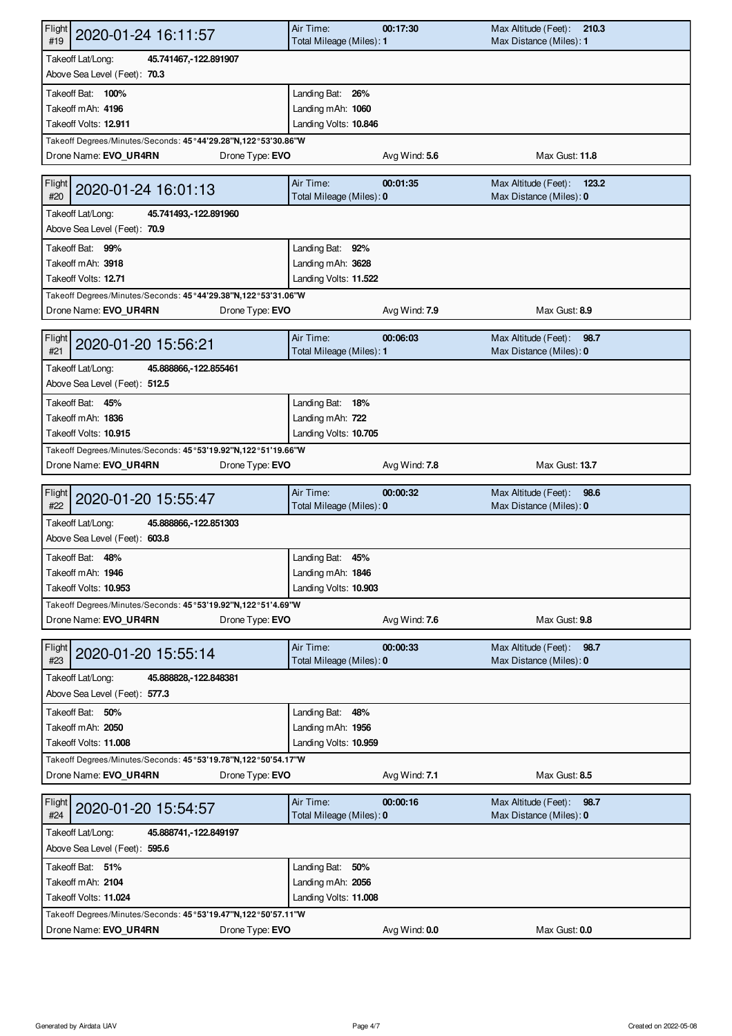## Flight #19 — 2020-01-24 16:11:57

| | | | |
|---|---|---|---|
| Air Time: | **00:17:30** | Max Altitude (Feet): | **210.3** |
| Total Mileage (Miles): | **1** | Max Distance (Miles): | **1** |

Takeoff Lat/Long: **45.741467,-122.891907**
Above Sea Level (Feet): **70.3**

| | |
|---|---|
| Takeoff Bat: **100%** | Landing Bat: **26%** |
| Takeoff mAh: **4196** | Landing mAh: **1060** |
| Takeoff Volts: **12.911** | Landing Volts: **10.846** |

Takeoff Degrees/Minutes/Seconds: **45°44'29.28"N,122°53'30.86"W**

| Drone Name: **EVO_UR4RN** | Drone Type: **EVO** | Avg Wind: **5.6** | Max Gust: **11.8** |
|---|---|---|---|

## Flight #20 — 2020-01-24 16:01:13

| | | | |
|---|---|---|---|
| Air Time: | **00:01:35** | Max Altitude (Feet): | **123.2** |
| Total Mileage (Miles): | **0** | Max Distance (Miles): | **0** |

Takeoff Lat/Long: **45.741493,-122.891960**
Above Sea Level (Feet): **70.9**

| | |
|---|---|
| Takeoff Bat: **99%** | Landing Bat: **92%** |
| Takeoff mAh: **3918** | Landing mAh: **3628** |
| Takeoff Volts: **12.71** | Landing Volts: **11.522** |

Takeoff Degrees/Minutes/Seconds: **45°44'29.38"N,122°53'31.06"W**

| Drone Name: **EVO_UR4RN** | Drone Type: **EVO** | Avg Wind: **7.9** | Max Gust: **8.9** |
|---|---|---|---|

## Flight #21 — 2020-01-20 15:56:21

| | | | |
|---|---|---|---|
| Air Time: | **00:06:03** | Max Altitude (Feet): | **98.7** |
| Total Mileage (Miles): | **1** | Max Distance (Miles): | **0** |

Takeoff Lat/Long: **45.888866,-122.855461**
Above Sea Level (Feet): **512.5**

| | |
|---|---|
| Takeoff Bat: **45%** | Landing Bat: **18%** |
| Takeoff mAh: **1836** | Landing mAh: **722** |
| Takeoff Volts: **10.915** | Landing Volts: **10.705** |

Takeoff Degrees/Minutes/Seconds: **45°53'19.92"N,122°51'19.66"W**

| Drone Name: **EVO_UR4RN** | Drone Type: **EVO** | Avg Wind: **7.8** | Max Gust: **13.7** |
|---|---|---|---|

## Flight #22 — 2020-01-20 15:55:47

| | | | |
|---|---|---|---|
| Air Time: | **00:00:32** | Max Altitude (Feet): | **98.6** |
| Total Mileage (Miles): | **0** | Max Distance (Miles): | **0** |

Takeoff Lat/Long: **45.888866,-122.851303**
Above Sea Level (Feet): **603.8**

| | |
|---|---|
| Takeoff Bat: **48%** | Landing Bat: **45%** |
| Takeoff mAh: **1946** | Landing mAh: **1846** |
| Takeoff Volts: **10.953** | Landing Volts: **10.903** |

Takeoff Degrees/Minutes/Seconds: **45°53'19.92"N,122°51'4.69"W**

| Drone Name: **EVO_UR4RN** | Drone Type: **EVO** | Avg Wind: **7.6** | Max Gust: **9.8** |
|---|---|---|---|

## Flight #23 — 2020-01-20 15:55:14

| | | | |
|---|---|---|---|
| Air Time: | **00:00:33** | Max Altitude (Feet): | **98.7** |
| Total Mileage (Miles): | **0** | Max Distance (Miles): | **0** |

Takeoff Lat/Long: **45.888828,-122.848381**
Above Sea Level (Feet): **577.3**

| | |
|---|---|
| Takeoff Bat: **50%** | Landing Bat: **48%** |
| Takeoff mAh: **2050** | Landing mAh: **1956** |
| Takeoff Volts: **11.008** | Landing Volts: **10.959** |

Takeoff Degrees/Minutes/Seconds: **45°53'19.78"N,122°50'54.17"W**

| Drone Name: **EVO_UR4RN** | Drone Type: **EVO** | Avg Wind: **7.1** | Max Gust: **8.5** |
|---|---|---|---|

## Flight #24 — 2020-01-20 15:54:57

| | | | |
|---|---|---|---|
| Air Time: | **00:00:16** | Max Altitude (Feet): | **98.7** |
| Total Mileage (Miles): | **0** | Max Distance (Miles): | **0** |

Takeoff Lat/Long: **45.888741,-122.849197**
Above Sea Level (Feet): **595.6**

| | |
|---|---|
| Takeoff Bat: **51%** | Landing Bat: **50%** |
| Takeoff mAh: **2104** | Landing mAh: **2056** |
| Takeoff Volts: **11.024** | Landing Volts: **11.008** |

Takeoff Degrees/Minutes/Seconds: **45°53'19.47"N,122°50'57.11"W**

| Drone Name: **EVO_UR4RN** | Drone Type: **EVO** | Avg Wind: **0.0** | Max Gust: **0.0** |
|---|---|---|---|

Generated by Airdata UAV

Created on 2022-05-08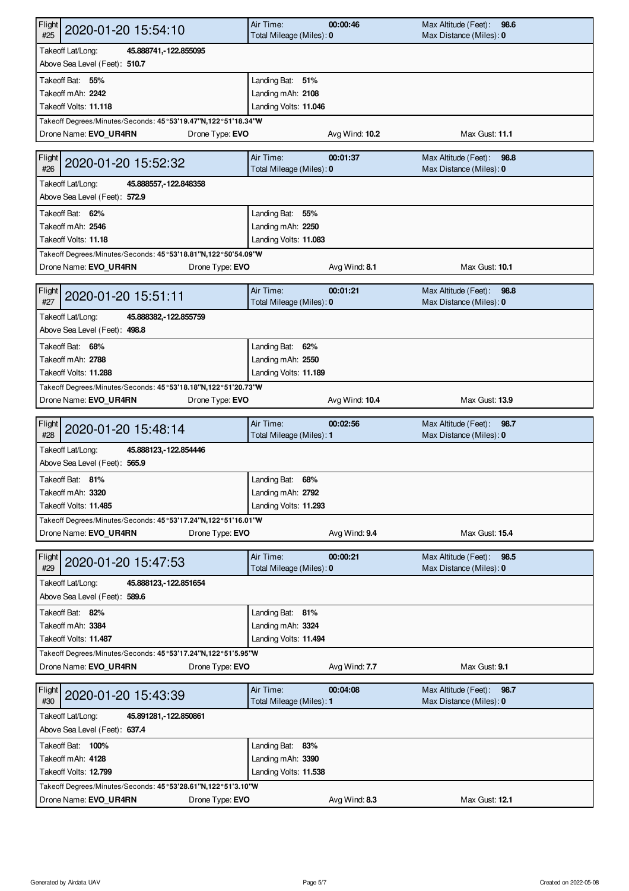| Flight #25 | 2020-01-20 15:54:10 | Air Time: 00:00:46 | Max Altitude (Feet): 98.6 |
|---|---|---|---|
| | | Total Mileage (Miles): 0 | Max Distance (Miles): 0 |
| Takeoff Lat/Long: 45.888741,-122.855095 | | | |
| Above Sea Level (Feet): 510.7 | | | |
| Takeoff Bat: 55% | | Landing Bat: 51% | |
| Takeoff mAh: 2242 | | Landing mAh: 2108 | |
| Takeoff Volts: 11.118 | | Landing Volts: 11.046 | |
| Takeoff Degrees/Minutes/Seconds: 45°53'19.47"N,122°51'18.34"W | | | |
| Drone Name: EVO_UR4RN | Drone Type: EVO | Avg Wind: 10.2 | Max Gust: 11.1 |

| Flight #26 | 2020-01-20 15:52:32 | Air Time: 00:01:37 | Max Altitude (Feet): 98.8 |
|---|---|---|---|
| | | Total Mileage (Miles): 0 | Max Distance (Miles): 0 |
| Takeoff Lat/Long: 45.888557,-122.848358 | | | |
| Above Sea Level (Feet): 572.9 | | | |
| Takeoff Bat: 62% | | Landing Bat: 55% | |
| Takeoff mAh: 2546 | | Landing mAh: 2250 | |
| Takeoff Volts: 11.18 | | Landing Volts: 11.083 | |
| Takeoff Degrees/Minutes/Seconds: 45°53'18.81"N,122°50'54.09"W | | | |
| Drone Name: EVO_UR4RN | Drone Type: EVO | Avg Wind: 8.1 | Max Gust: 10.1 |

| Flight #27 | 2020-01-20 15:51:11 | Air Time: 00:01:21 | Max Altitude (Feet): 98.8 |
|---|---|---|---|
| | | Total Mileage (Miles): 0 | Max Distance (Miles): 0 |
| Takeoff Lat/Long: 45.888382,-122.855759 | | | |
| Above Sea Level (Feet): 498.8 | | | |
| Takeoff Bat: 68% | | Landing Bat: 62% | |
| Takeoff mAh: 2788 | | Landing mAh: 2550 | |
| Takeoff Volts: 11.288 | | Landing Volts: 11.189 | |
| Takeoff Degrees/Minutes/Seconds: 45°53'18.18"N,122°51'20.73"W | | | |
| Drone Name: EVO_UR4RN | Drone Type: EVO | Avg Wind: 10.4 | Max Gust: 13.9 |

| Flight #28 | 2020-01-20 15:48:14 | Air Time: 00:02:56 | Max Altitude (Feet): 98.7 |
|---|---|---|---|
| | | Total Mileage (Miles): 1 | Max Distance (Miles): 0 |
| Takeoff Lat/Long: 45.888123,-122.854446 | | | |
| Above Sea Level (Feet): 565.9 | | | |
| Takeoff Bat: 81% | | Landing Bat: 68% | |
| Takeoff mAh: 3320 | | Landing mAh: 2792 | |
| Takeoff Volts: 11.485 | | Landing Volts: 11.293 | |
| Takeoff Degrees/Minutes/Seconds: 45°53'17.24"N,122°51'16.01"W | | | |
| Drone Name: EVO_UR4RN | Drone Type: EVO | Avg Wind: 9.4 | Max Gust: 15.4 |

| Flight #29 | 2020-01-20 15:47:53 | Air Time: 00:00:21 | Max Altitude (Feet): 98.5 |
|---|---|---|---|
| | | Total Mileage (Miles): 0 | Max Distance (Miles): 0 |
| Takeoff Lat/Long: 45.888123,-122.851654 | | | |
| Above Sea Level (Feet): 589.6 | | | |
| Takeoff Bat: 82% | | Landing Bat: 81% | |
| Takeoff mAh: 3384 | | Landing mAh: 3324 | |
| Takeoff Volts: 11.487 | | Landing Volts: 11.494 | |
| Takeoff Degrees/Minutes/Seconds: 45°53'17.24"N,122°51'5.95"W | | | |
| Drone Name: EVO_UR4RN | Drone Type: EVO | Avg Wind: 7.7 | Max Gust: 9.1 |

| Flight #30 | 2020-01-20 15:43:39 | Air Time: 00:04:08 | Max Altitude (Feet): 98.7 |
|---|---|---|---|
| | | Total Mileage (Miles): 1 | Max Distance (Miles): 0 |
| Takeoff Lat/Long: 45.891281,-122.850861 | | | |
| Above Sea Level (Feet): 637.4 | | | |
| Takeoff Bat: 100% | | Landing Bat: 83% | |
| Takeoff mAh: 4128 | | Landing mAh: 3390 | |
| Takeoff Volts: 12.799 | | Landing Volts: 11.538 | |
| Takeoff Degrees/Minutes/Seconds: 45°53'28.61"N,122°51'3.10"W | | | |
| Drone Name: EVO_UR4RN | Drone Type: EVO | Avg Wind: 8.3 | Max Gust: 12.1 |

Generated by Airdata UAV

Created on 2022-05-08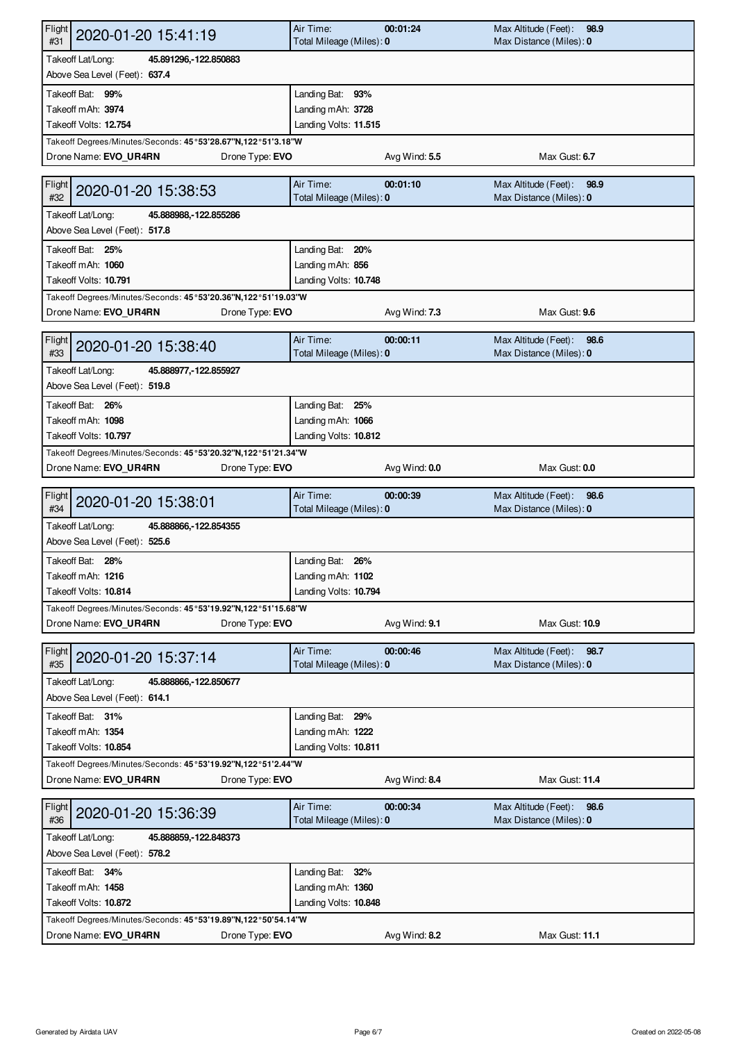| Flight #31 | 2020-01-20 15:41:19 | Air Time: **00:01:24** | Max Altitude (Feet): **98.9** |
|---|---|---|---|
| | | Total Mileage (Miles): **0** | Max Distance (Miles): **0** |
| Takeoff Lat/Long: **45.891296,-122.850883** | | | |
| Above Sea Level (Feet): **637.4** | | | |
| Takeoff Bat: **99%** | | Landing Bat: **93%** | |
| Takeoff mAh: **3974** | | Landing mAh: **3728** | |
| Takeoff Volts: **12.754** | | Landing Volts: **11.515** | |
| Takeoff Degrees/Minutes/Seconds: **45°53'28.67"N,122°51'3.18"W** | | | |
| Drone Name: **EVO_UR4RN** | Drone Type: **EVO** | Avg Wind: **5.5** | Max Gust: **6.7** |

| Flight #32 | 2020-01-20 15:38:53 | Air Time: **00:01:10** | Max Altitude (Feet): **98.9** |
|---|---|---|---|
| | | Total Mileage (Miles): **0** | Max Distance (Miles): **0** |
| Takeoff Lat/Long: **45.888988,-122.855286** | | | |
| Above Sea Level (Feet): **517.8** | | | |
| Takeoff Bat: **25%** | | Landing Bat: **20%** | |
| Takeoff mAh: **1060** | | Landing mAh: **856** | |
| Takeoff Volts: **10.791** | | Landing Volts: **10.748** | |
| Takeoff Degrees/Minutes/Seconds: **45°53'20.36"N,122°51'19.03"W** | | | |
| Drone Name: **EVO_UR4RN** | Drone Type: **EVO** | Avg Wind: **7.3** | Max Gust: **9.6** |

| Flight #33 | 2020-01-20 15:38:40 | Air Time: **00:00:11** | Max Altitude (Feet): **98.6** |
|---|---|---|---|
| | | Total Mileage (Miles): **0** | Max Distance (Miles): **0** |
| Takeoff Lat/Long: **45.888977,-122.855927** | | | |
| Above Sea Level (Feet): **519.8** | | | |
| Takeoff Bat: **26%** | | Landing Bat: **25%** | |
| Takeoff mAh: **1098** | | Landing mAh: **1066** | |
| Takeoff Volts: **10.797** | | Landing Volts: **10.812** | |
| Takeoff Degrees/Minutes/Seconds: **45°53'20.32"N,122°51'21.34"W** | | | |
| Drone Name: **EVO_UR4RN** | Drone Type: **EVO** | Avg Wind: **0.0** | Max Gust: **0.0** |

| Flight #34 | 2020-01-20 15:38:01 | Air Time: **00:00:39** | Max Altitude (Feet): **98.6** |
|---|---|---|---|
| | | Total Mileage (Miles): **0** | Max Distance (Miles): **0** |
| Takeoff Lat/Long: **45.888866,-122.854355** | | | |
| Above Sea Level (Feet): **525.6** | | | |
| Takeoff Bat: **28%** | | Landing Bat: **26%** | |
| Takeoff mAh: **1216** | | Landing mAh: **1102** | |
| Takeoff Volts: **10.814** | | Landing Volts: **10.794** | |
| Takeoff Degrees/Minutes/Seconds: **45°53'19.92"N,122°51'15.68"W** | | | |
| Drone Name: **EVO_UR4RN** | Drone Type: **EVO** | Avg Wind: **9.1** | Max Gust: **10.9** |

| Flight #35 | 2020-01-20 15:37:14 | Air Time: **00:00:46** | Max Altitude (Feet): **98.7** |
|---|---|---|---|
| | | Total Mileage (Miles): **0** | Max Distance (Miles): **0** |
| Takeoff Lat/Long: **45.888866,-122.850677** | | | |
| Above Sea Level (Feet): **614.1** | | | |
| Takeoff Bat: **31%** | | Landing Bat: **29%** | |
| Takeoff mAh: **1354** | | Landing mAh: **1222** | |
| Takeoff Volts: **10.854** | | Landing Volts: **10.811** | |
| Takeoff Degrees/Minutes/Seconds: **45°53'19.92"N,122°51'2.44"W** | | | |
| Drone Name: **EVO_UR4RN** | Drone Type: **EVO** | Avg Wind: **8.4** | Max Gust: **11.4** |

| Flight #36 | 2020-01-20 15:36:39 | Air Time: **00:00:34** | Max Altitude (Feet): **98.6** |
|---|---|---|---|
| | | Total Mileage (Miles): **0** | Max Distance (Miles): **0** |
| Takeoff Lat/Long: **45.888859,-122.848373** | | | |
| Above Sea Level (Feet): **578.2** | | | |
| Takeoff Bat: **34%** | | Landing Bat: **32%** | |
| Takeoff mAh: **1458** | | Landing mAh: **1360** | |
| Takeoff Volts: **10.872** | | Landing Volts: **10.848** | |
| Takeoff Degrees/Minutes/Seconds: **45°53'19.89"N,122°50'54.14"W** | | | |
| Drone Name: **EVO_UR4RN** | Drone Type: **EVO** | Avg Wind: **8.2** | Max Gust: **11.1** |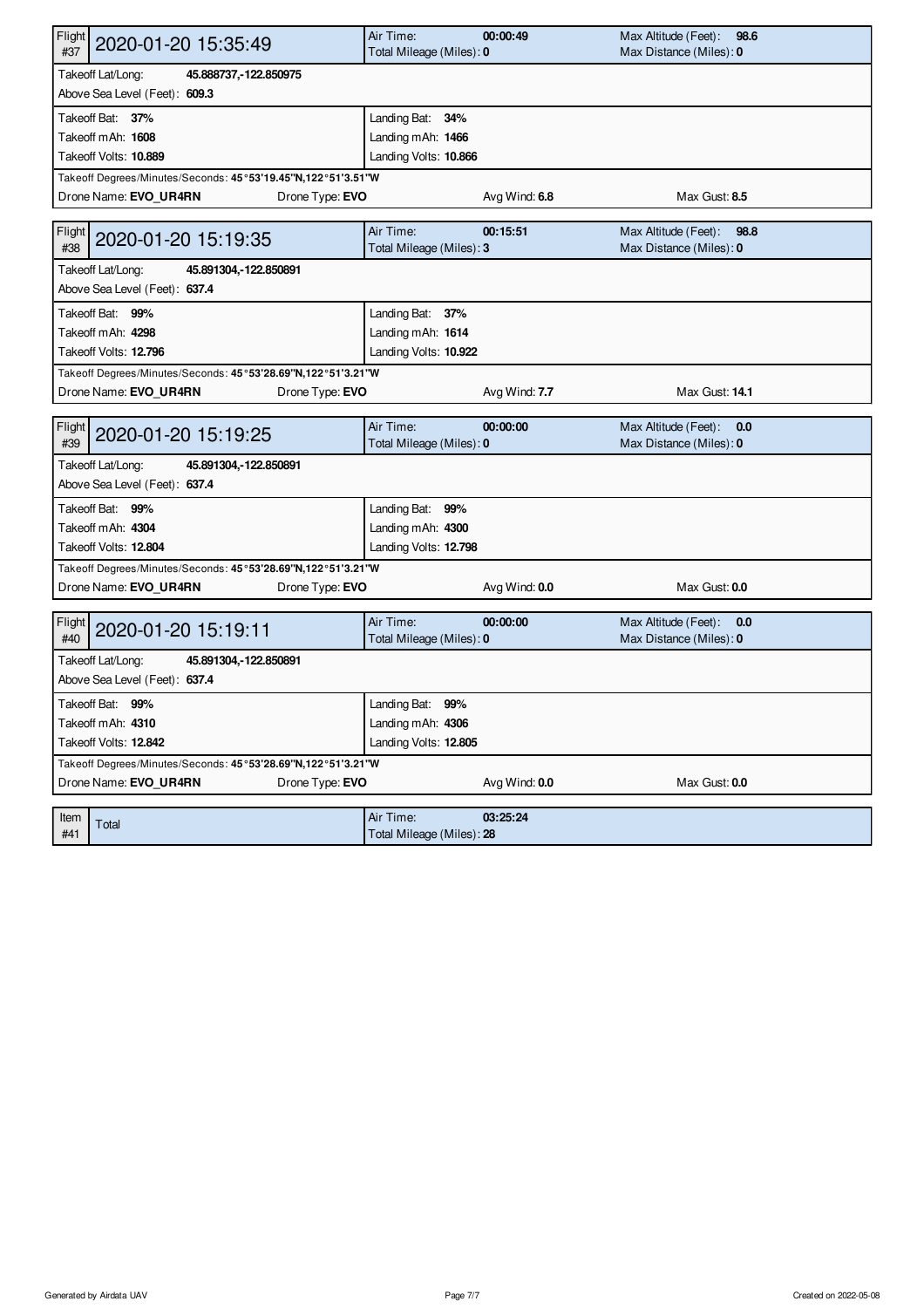| Flight #37 | 2020-01-20 15:35:49 | Air Time: **00:00:49** | Max Altitude (Feet): **98.6** |
|---|---|---|---|
| | | Total Mileage (Miles): **0** | Max Distance (Miles): **0** |
| Takeoff Lat/Long: | **45.888737,-122.850975** | | |
| Above Sea Level (Feet): **609.3** | | | |
| Takeoff Bat: **37%** | | Landing Bat: **34%** | |
| Takeoff mAh: **1608** | | Landing mAh: **1466** | |
| Takeoff Volts: **10.889** | | Landing Volts: **10.866** | |
| Takeoff Degrees/Minutes/Seconds: **45°53'19.45"N,122°51'3.51"W** | | | |
| Drone Name: **EVO_UR4RN** | Drone Type: **EVO** | Avg Wind: **6.8** | Max Gust: **8.5** |

| Flight #38 | 2020-01-20 15:19:35 | Air Time: **00:15:51** | Max Altitude (Feet): **98.8** |
|---|---|---|---|
| | | Total Mileage (Miles): **3** | Max Distance (Miles): **0** |
| Takeoff Lat/Long: | **45.891304,-122.850891** | | |
| Above Sea Level (Feet): **637.4** | | | |
| Takeoff Bat: **99%** | | Landing Bat: **37%** | |
| Takeoff mAh: **4298** | | Landing mAh: **1614** | |
| Takeoff Volts: **12.796** | | Landing Volts: **10.922** | |
| Takeoff Degrees/Minutes/Seconds: **45°53'28.69"N,122°51'3.21"W** | | | |
| Drone Name: **EVO_UR4RN** | Drone Type: **EVO** | Avg Wind: **7.7** | Max Gust: **14.1** |

| Flight #39 | 2020-01-20 15:19:25 | Air Time: **00:00:00** | Max Altitude (Feet): **0.0** |
|---|---|---|---|
| | | Total Mileage (Miles): **0** | Max Distance (Miles): **0** |
| Takeoff Lat/Long: | **45.891304,-122.850891** | | |
| Above Sea Level (Feet): **637.4** | | | |
| Takeoff Bat: **99%** | | Landing Bat: **99%** | |
| Takeoff mAh: **4304** | | Landing mAh: **4300** | |
| Takeoff Volts: **12.804** | | Landing Volts: **12.798** | |
| Takeoff Degrees/Minutes/Seconds: **45°53'28.69"N,122°51'3.21"W** | | | |
| Drone Name: **EVO_UR4RN** | Drone Type: **EVO** | Avg Wind: **0.0** | Max Gust: **0.0** |

| Flight #40 | 2020-01-20 15:19:11 | Air Time: **00:00:00** | Max Altitude (Feet): **0.0** |
|---|---|---|---|
| | | Total Mileage (Miles): **0** | Max Distance (Miles): **0** |
| Takeoff Lat/Long: | **45.891304,-122.850891** | | |
| Above Sea Level (Feet): **637.4** | | | |
| Takeoff Bat: **99%** | | Landing Bat: **99%** | |
| Takeoff mAh: **4310** | | Landing mAh: **4306** | |
| Takeoff Volts: **12.842** | | Landing Volts: **12.805** | |
| Takeoff Degrees/Minutes/Seconds: **45°53'28.69"N,122°51'3.21"W** | | | |
| Drone Name: **EVO_UR4RN** | Drone Type: **EVO** | Avg Wind: **0.0** | Max Gust: **0.0** |

| Item #41 | Total | Air Time: **03:25:24** |
|---|---|---|
| | | Total Mileage (Miles): **28** |

Generated by Airdata UAV

Created on 2022-05-08